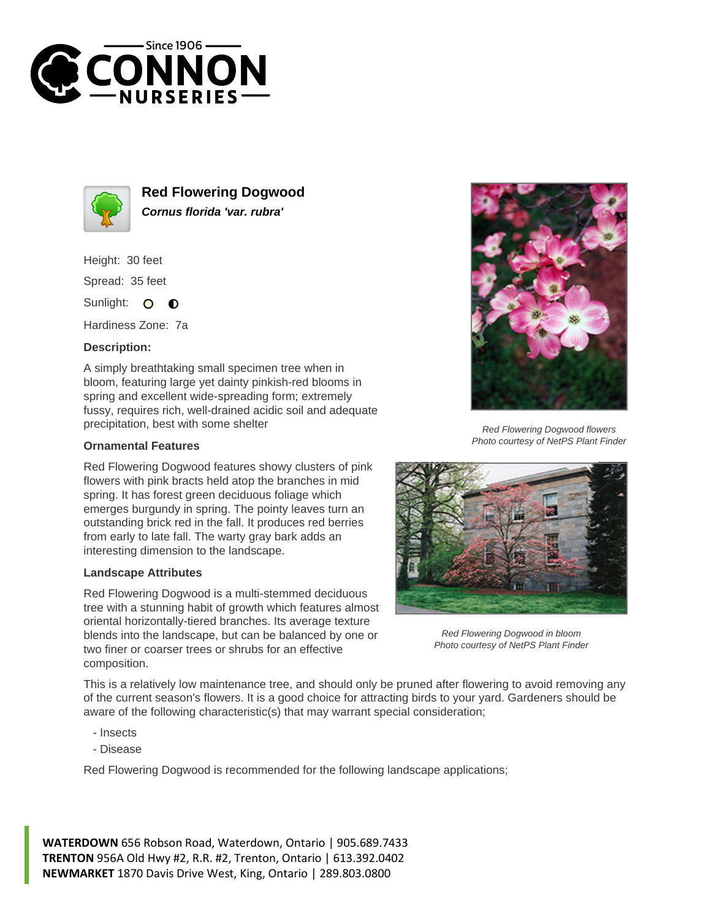# Red Flowering Dogwood

***Cornus florida 'var. rubra'***

Height: 30 feet

Spread: 35 feet

Sunlight:

Hardiness Zone: 7a

**Description:**

A simply breathtaking small specimen tree when in bloom, featuring large yet dainty pinkish-red blooms in spring and excellent wide-spreading form; extremely fussy, requires rich, well-drained acidic soil and adequate precipitation, best with some shelter

*Red Flowering Dogwood flowers*
*Photo courtesy of NetPS Plant Finder*

### Ornamental Features

Red Flowering Dogwood features showy clusters of pink flowers with pink bracts held atop the branches in mid spring. It has forest green deciduous foliage which emerges burgundy in spring. The pointy leaves turn an outstanding brick red in the fall. It produces red berries from early to late fall. The warty gray bark adds an interesting dimension to the landscape.

### Landscape Attributes

Red Flowering Dogwood is a multi-stemmed deciduous tree with a stunning habit of growth which features almost oriental horizontally-tiered branches. Its average texture blends into the landscape, but can be balanced by one or two finer or coarser trees or shrubs for an effective composition.

*Red Flowering Dogwood in bloom*
*Photo courtesy of NetPS Plant Finder*

This is a relatively low maintenance tree, and should only be pruned after flowering to avoid removing any of the current season's flowers. It is a good choice for attracting birds to your yard. Gardeners should be aware of the following characteristic(s) that may warrant special consideration;

- Insects
- Disease

Red Flowering Dogwood is recommended for the following landscape applications;

**WATERDOWN** 656 Robson Road, Waterdown, Ontario | 905.689.7433
**TRENTON** 956A Old Hwy #2, R.R. #2, Trenton, Ontario | 613.392.0402
**NEWMARKET** 1870 Davis Drive West, King, Ontario | 289.803.0800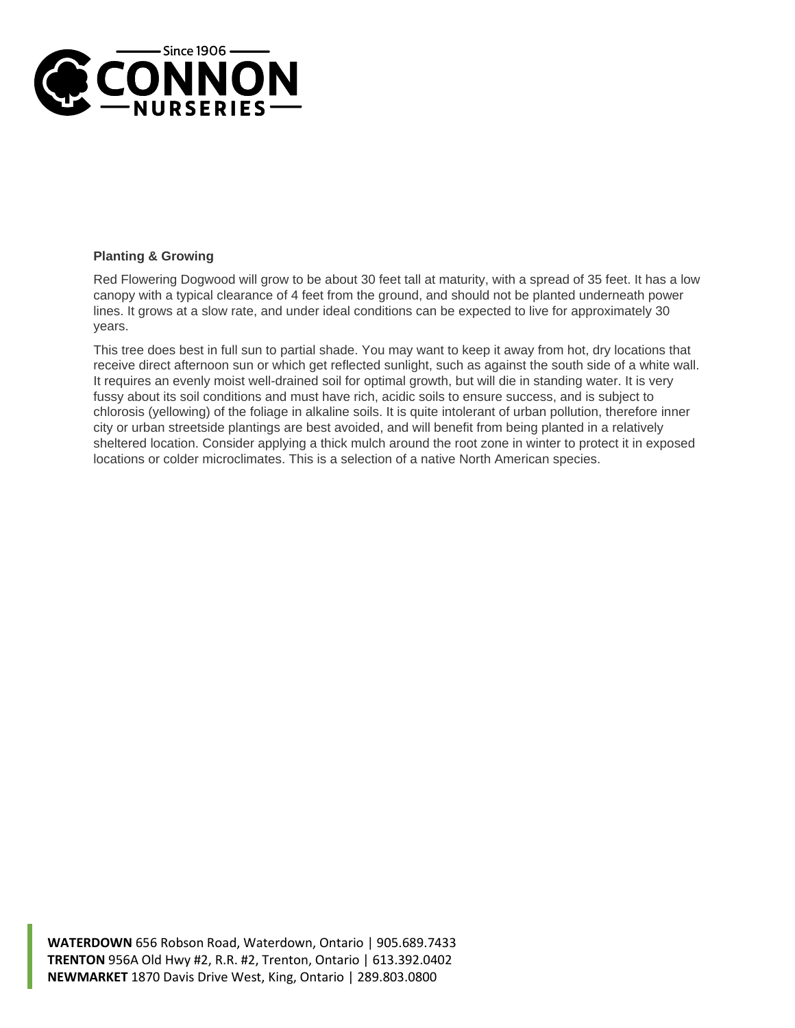### Planting & Growing

Red Flowering Dogwood will grow to be about 30 feet tall at maturity, with a spread of 35 feet. It has a low canopy with a typical clearance of 4 feet from the ground, and should not be planted underneath power lines. It grows at a slow rate, and under ideal conditions can be expected to live for approximately 30 years.

This tree does best in full sun to partial shade. You may want to keep it away from hot, dry locations that receive direct afternoon sun or which get reflected sunlight, such as against the south side of a white wall. It requires an evenly moist well-drained soil for optimal growth, but will die in standing water. It is very fussy about its soil conditions and must have rich, acidic soils to ensure success, and is subject to chlorosis (yellowing) of the foliage in alkaline soils. It is quite intolerant of urban pollution, therefore inner city or urban streetside plantings are best avoided, and will benefit from being planted in a relatively sheltered location. Consider applying a thick mulch around the root zone in winter to protect it in exposed locations or colder microclimates. This is a selection of a native North American species.